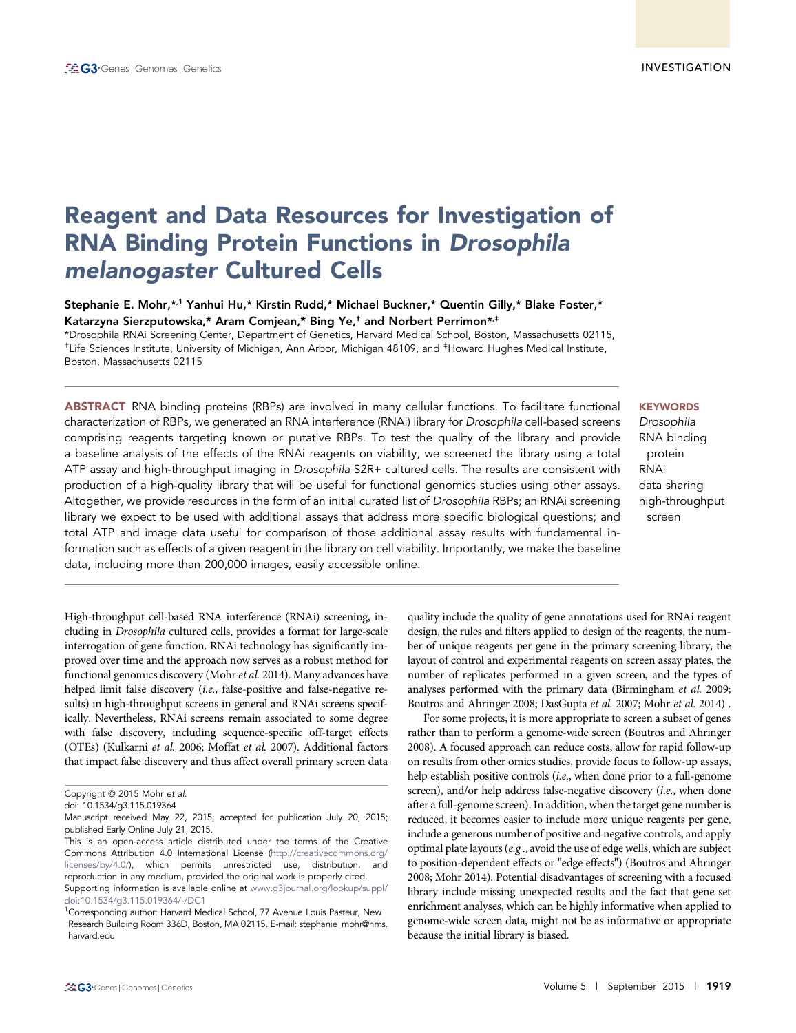INVESTIGATION

# Reagent and Data Resources for Investigation of RNA Binding Protein Functions in *Drosophila melanogaster* Cultured Cells

**Stephanie E. Mohr,[*,1] Yanhui Hu,[*] Kirstin Rudd,[*] Michael Buckner,[*] Quentin Gilly,[*] Blake Foster,[*] Katarzyna Sierzputowska,[*] Aram Comjean,[*] Bing Ye,[†] and Norbert Perrimon[*,‡]**

[*]Drosophila RNAi Screening Center, Department of Genetics, Harvard Medical School, Boston, Massachusetts 02115, [†]Life Sciences Institute, University of Michigan, Ann Arbor, Michigan 48109, and [‡]Howard Hughes Medical Institute, Boston, Massachusetts 02115

**ABSTRACT** RNA binding proteins (RBPs) are involved in many cellular functions. To facilitate functional characterization of RBPs, we generated an RNA interference (RNAi) library for *Drosophila* cell-based screens comprising reagents targeting known or putative RBPs. To test the quality of the library and provide a baseline analysis of the effects of the RNAi reagents on viability, we screened the library using a total ATP assay and high-throughput imaging in *Drosophila* S2R+ cultured cells. The results are consistent with production of a high-quality library that will be useful for functional genomics studies using other assays. Altogether, we provide resources in the form of an initial curated list of *Drosophila* RBPs; an RNAi screening library we expect to be used with additional assays that address more specific biological questions; and total ATP and image data useful for comparison of those additional assay results with fundamental information such as effects of a given reagent in the library on cell viability. Importantly, we make the baseline data, including more than 200,000 images, easily accessible online.

**KEYWORDS**
*Drosophila*
RNA binding protein
RNAi
data sharing
high-throughput screen

High-throughput cell-based RNA interference (RNAi) screening, including in *Drosophila* cultured cells, provides a format for large-scale interrogation of gene function. RNAi technology has significantly improved over time and the approach now serves as a robust method for functional genomics discovery (Mohr *et al.* 2014). Many advances have helped limit false discovery (*i.e.*, false-positive and false-negative results) in high-throughput screens in general and RNAi screens specifically. Nevertheless, RNAi screens remain associated to some degree with false discovery, including sequence-specific off-target effects (OTEs) (Kulkarni *et al.* 2006; Moffat *et al.* 2007). Additional factors that impact false discovery and thus affect overall primary screen data quality include the quality of gene annotations used for RNAi reagent design, the rules and filters applied to design of the reagents, the number of unique reagents per gene in the primary screening library, the layout of control and experimental reagents on screen assay plates, the number of replicates performed in a given screen, and the types of analyses performed with the primary data (Birmingham *et al.* 2009; Boutros and Ahringer 2008; DasGupta *et al.* 2007; Mohr *et al.* 2014) .

For some projects, it is more appropriate to screen a subset of genes rather than to perform a genome-wide screen (Boutros and Ahringer 2008). A focused approach can reduce costs, allow for rapid follow-up on results from other omics studies, provide focus to follow-up assays, help establish positive controls (*i.e.*, when done prior to a full-genome screen), and/or help address false-negative discovery (*i.e.*, when done after a full-genome screen). In addition, when the target gene number is reduced, it becomes easier to include more unique reagents per gene, include a generous number of positive and negative controls, and apply optimal plate layouts (*e.g* ., avoid the use of edge wells, which are subject to position-dependent effects or "edge effects") (Boutros and Ahringer 2008; Mohr 2014). Potential disadvantages of screening with a focused library include missing unexpected results and the fact that gene set enrichment analyses, which can be highly informative when applied to genome-wide screen data, might not be as informative or appropriate because the initial library is biased.

Copyright © 2015 Mohr *et al.*
doi: 10.1534/g3.115.019364
Manuscript received May 22, 2015; accepted for publication July 20, 2015; published Early Online July 21, 2015.
This is an open-access article distributed under the terms of the Creative Commons Attribution 4.0 International License (http://creativecommons.org/licenses/by/4.0/), which permits unrestricted use, distribution, and reproduction in any medium, provided the original work is properly cited.
Supporting information is available online at www.g3journal.org/lookup/suppl/doi:10.1534/g3.115.019364/-/DC1
[1]Corresponding author: Harvard Medical School, 77 Avenue Louis Pasteur, New Research Building Room 336D, Boston, MA 02115. E-mail: stephanie_mohr@hms.harvard.edu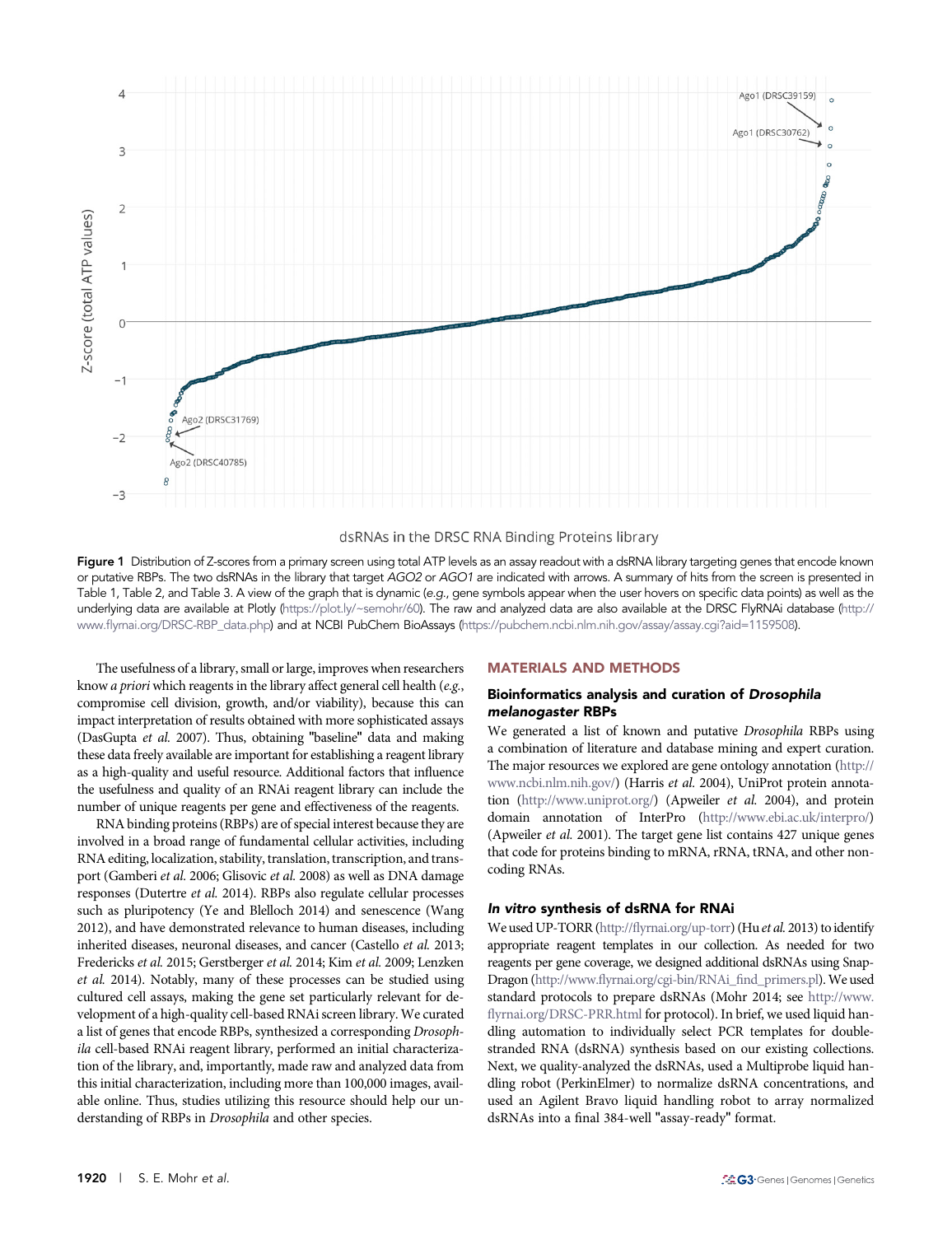Figure 1 Distribution of Z-scores from a primary screen using total ATP levels as an assay readout with a dsRNA library targeting genes that encode known or putative RBPs. The two dsRNAs in the library that target *AGO2* or *AGO1* are indicated with arrows. A summary of hits from the screen is presented in Table 1, Table 2, and Table 3. A view of the graph that is dynamic (*e.g.*, gene symbols appear when the user hovers on specific data points) as well as the underlying data are available at Plotly (https://plot.ly/~semohr/60). The raw and analyzed data are also available at the DRSC FlyRNAi database (http://www.flyrnai.org/DRSC-RBP_data.php) and at NCBI PubChem BioAssays (https://pubchem.ncbi.nlm.nih.gov/assay/assay.cgi?aid=1159508).

The usefulness of a library, small or large, improves when researchers know *a priori* which reagents in the library affect general cell health (*e.g.*, compromise cell division, growth, and/or viability), because this can impact interpretation of results obtained with more sophisticated assays (DasGupta *et al.* 2007). Thus, obtaining "baseline" data and making these data freely available are important for establishing a reagent library as a high-quality and useful resource. Additional factors that influence the usefulness and quality of an RNAi reagent library can include the number of unique reagents per gene and effectiveness of the reagents.

RNA binding proteins (RBPs) are of special interest because they are involved in a broad range of fundamental cellular activities, including RNA editing, localization, stability, translation, transcription, and transport (Gamberi *et al.* 2006; Glisovic *et al.* 2008) as well as DNA damage responses (Dutertre *et al.* 2014). RBPs also regulate cellular processes such as pluripotency (Ye and Blelloch 2014) and senescence (Wang 2012), and have demonstrated relevance to human diseases, including inherited diseases, neuronal diseases, and cancer (Castello *et al.* 2013; Fredericks *et al.* 2015; Gerstberger *et al.* 2014; Kim *et al.* 2009; Lenzken *et al.* 2014). Notably, many of these processes can be studied using cultured cell assays, making the gene set particularly relevant for development of a high-quality cell-based RNAi screen library. We curated a list of genes that encode RBPs, synthesized a corresponding *Drosophila* cell-based RNAi reagent library, performed an initial characterization of the library, and, importantly, made raw and analyzed data from this initial characterization, including more than 100,000 images, available online. Thus, studies utilizing this resource should help our understanding of RBPs in *Drosophila* and other species.

## MATERIALS AND METHODS

### Bioinformatics analysis and curation of *Drosophila melanogaster* RBPs

We generated a list of known and putative *Drosophila* RBPs using a combination of literature and database mining and expert curation. The major resources we explored are gene ontology annotation (http://www.ncbi.nlm.nih.gov/) (Harris *et al.* 2004), UniProt protein annotation (http://www.uniprot.org/) (Apweiler *et al.* 2004), and protein domain annotation of InterPro (http://www.ebi.ac.uk/interpro/) (Apweiler *et al.* 2001). The target gene list contains 427 unique genes that code for proteins binding to mRNA, rRNA, tRNA, and other noncoding RNAs.

### *In vitro* synthesis of dsRNA for RNAi

We used UP-TORR (http://flyrnai.org/up-torr) (Hu *et al.* 2013) to identify appropriate reagent templates in our collection. As needed for two reagents per gene coverage, we designed additional dsRNAs using SnapDragon (http://www.flyrnai.org/cgi-bin/RNAi_find_primers.pl). We used standard protocols to prepare dsRNAs (Mohr 2014; see http://www.flyrnai.org/DRSC-PRR.html for protocol). In brief, we used liquid handling automation to individually select PCR templates for double-stranded RNA (dsRNA) synthesis based on our existing collections. Next, we quality-analyzed the dsRNAs, used a Multiprobe liquid handling robot (PerkinElmer) to normalize dsRNA concentrations, and used an Agilent Bravo liquid handling robot to array normalized dsRNAs into a final 384-well "assay-ready" format.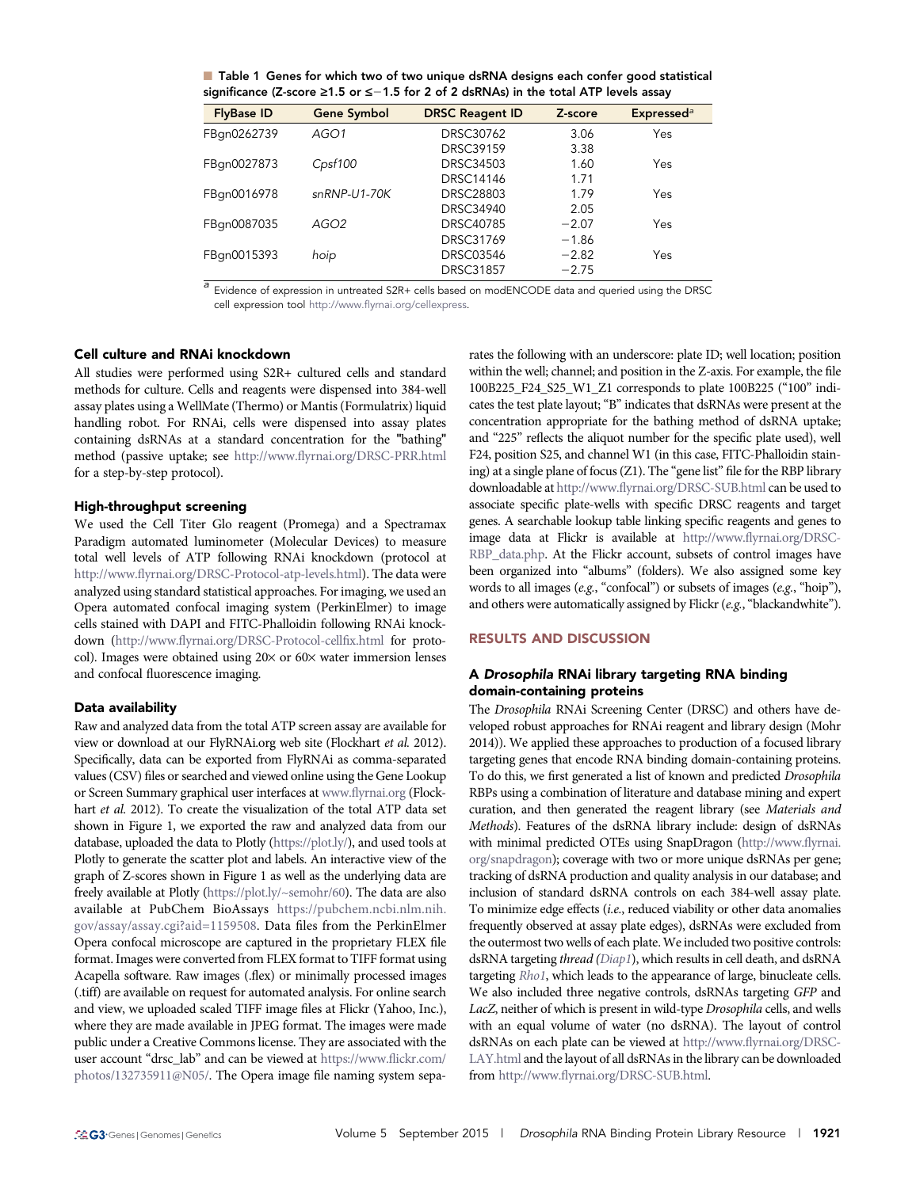**Table 1 Genes for which two of two unique dsRNA designs each confer good statistical significance (Z-score ≥1.5 or ≤−1.5 for 2 of 2 dsRNAs) in the total ATP levels assay**

| FlyBase ID | Gene Symbol | DRSC Reagent ID | Z-score | Expressed[a] |
|---|---|---|---|---|
| FBgn0262739 | *AGO1* | DRSC30762 | 3.06 | Yes |
| | | DRSC39159 | 3.38 | |
| FBgn0027873 | *Cpsf100* | DRSC34503 | 1.60 | Yes |
| | | DRSC14146 | 1.71 | |
| FBgn0016978 | *snRNP-U1-70K* | DRSC28803 | 1.79 | Yes |
| | | DRSC34940 | 2.05 | |
| FBgn0087035 | *AGO2* | DRSC40785 | −2.07 | Yes |
| | | DRSC31769 | −1.86 | |
| FBgn0015393 | *hoip* | DRSC03546 | −2.82 | Yes |
| | | DRSC31857 | −2.75 | |

[a] Evidence of expression in untreated S2R+ cells based on modENCODE data and queried using the DRSC cell expression tool http://www.flyrnai.org/cellexpress.

### Cell culture and RNAi knockdown

All studies were performed using S2R+ cultured cells and standard methods for culture. Cells and reagents were dispensed into 384-well assay plates using a WellMate (Thermo) or Mantis (Formulatrix) liquid handling robot. For RNAi, cells were dispensed into assay plates containing dsRNAs at a standard concentration for the "bathing" method (passive uptake; see http://www.flyrnai.org/DRSC-PRR.html for a step-by-step protocol).

### High-throughput screening

We used the Cell Titer Glo reagent (Promega) and a Spectramax Paradigm automated luminometer (Molecular Devices) to measure total well levels of ATP following RNAi knockdown (protocol at http://www.flyrnai.org/DRSC-Protocol-atp-levels.html). The data were analyzed using standard statistical approaches. For imaging, we used an Opera automated confocal imaging system (PerkinElmer) to image cells stained with DAPI and FITC-Phalloidin following RNAi knockdown (http://www.flyrnai.org/DRSC-Protocol-cellfix.html for protocol). Images were obtained using 20× or 60× water immersion lenses and confocal fluorescence imaging.

### Data availability

Raw and analyzed data from the total ATP screen assay are available for view or download at our FlyRNAi.org web site (Flockhart *et al.* 2012). Specifically, data can be exported from FlyRNAi as comma-separated values (CSV) files or searched and viewed online using the Gene Lookup or Screen Summary graphical user interfaces at www.flyrnai.org (Flockhart *et al.* 2012). To create the visualization of the total ATP data set shown in Figure 1, we exported the raw and analyzed data from our database, uploaded the data to Plotly (https://plot.ly/), and used tools at Plotly to generate the scatter plot and labels. An interactive view of the graph of Z-scores shown in Figure 1 as well as the underlying data are freely available at Plotly (https://plot.ly/~semohr/60). The data are also available at PubChem BioAssays https://pubchem.ncbi.nlm.nih.gov/assay/assay.cgi?aid=1159508. Data files from the PerkinElmer Opera confocal microscope are captured in the proprietary FLEX file format. Images were converted from FLEX format to TIFF format using Acapella software. Raw images (.flex) or minimally processed images (.tiff) are available on request for automated analysis. For online search and view, we uploaded scaled TIFF image files at Flickr (Yahoo, Inc.), where they are made available in JPEG format. The images were made public under a Creative Commons license. They are associated with the user account "drsc_lab" and can be viewed at https://www.flickr.com/photos/132735911@N05/. The Opera image file naming system separates the following with an underscore: plate ID; well location; position within the well; channel; and position in the Z-axis. For example, the file 100B225_F24_S25_W1_Z1 corresponds to plate 100B225 ("100" indicates the test plate layout; "B" indicates that dsRNAs were present at the concentration appropriate for the bathing method of dsRNA uptake; and "225" reflects the aliquot number for the specific plate used), well F24, position S25, and channel W1 (in this case, FITC-Phalloidin staining) at a single plane of focus (Z1). The "gene list" file for the RBP library downloadable at http://www.flyrnai.org/DRSC-SUB.html can be used to associate specific plate-wells with specific DRSC reagents and target genes. A searchable lookup table linking specific reagents and genes to image data at Flickr is available at http://www.flyrnai.org/DRSC-RBP_data.php. At the Flickr account, subsets of control images have been organized into "albums" (folders). We also assigned some key words to all images (*e.g.*, "confocal") or subsets of images (*e.g.*, "hoip"), and others were automatically assigned by Flickr (*e.g.*, "blackandwhite").

## RESULTS AND DISCUSSION

### A *Drosophila* RNAi library targeting RNA binding domain-containing proteins

The *Drosophila* RNAi Screening Center (DRSC) and others have developed robust approaches for RNAi reagent and library design (Mohr 2014)). We applied these approaches to production of a focused library targeting genes that encode RNA binding domain-containing proteins. To do this, we first generated a list of known and predicted *Drosophila* RBPs using a combination of literature and database mining and expert curation, and then generated the reagent library (see *Materials and Methods*). Features of the dsRNA library include: design of dsRNAs with minimal predicted OTEs using SnapDragon (http://www.flyrnai.org/snapdragon); coverage with two or more unique dsRNAs per gene; tracking of dsRNA production and quality analysis in our database; and inclusion of standard dsRNA controls on each 384-well assay plate. To minimize edge effects (*i.e.*, reduced viability or other data anomalies frequently observed at assay plate edges), dsRNAs were excluded from the outermost two wells of each plate. We included two positive controls: dsRNA targeting *thread* (*Diap1*), which results in cell death, and dsRNA targeting *Rho1*, which leads to the appearance of large, binucleate cells. We also included three negative controls, dsRNAs targeting *GFP* and *LacZ*, neither of which is present in wild-type *Drosophila* cells, and wells with an equal volume of water (no dsRNA). The layout of control dsRNAs on each plate can be viewed at http://www.flyrnai.org/DRSC-LAY.html and the layout of all dsRNAs in the library can be downloaded from http://www.flyrnai.org/DRSC-SUB.html.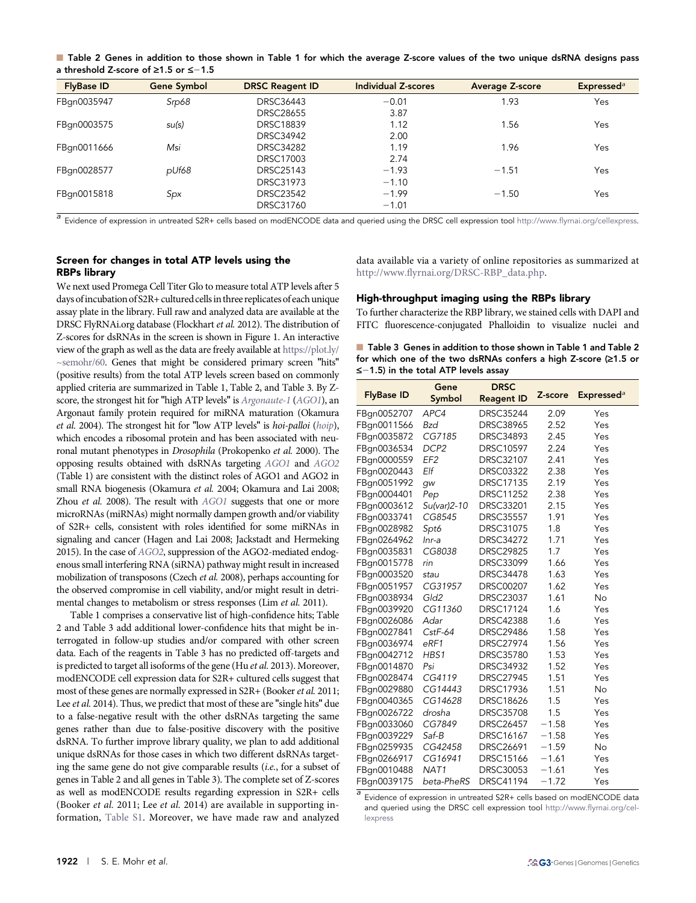**Table 2 Genes in addition to those shown in Table 1 for which the average Z-score values of the two unique dsRNA designs pass a threshold Z-score of ≥1.5 or ≤−1.5**

| FlyBase ID | Gene Symbol | DRSC Reagent ID | Individual Z-scores | Average Z-score | Expressed[a] |
|---|---|---|---|---|---|
| FBgn0035947 | *Srp68* | DRSC36443 | −0.01 | 1.93 | Yes |
| | | DRSC28655 | 3.87 | | |
| FBgn0003575 | *su(s)* | DRSC18839 | 1.12 | 1.56 | Yes |
| | | DRSC34942 | 2.00 | | |
| FBgn0011666 | *Msi* | DRSC34282 | 1.19 | 1.96 | Yes |
| | | DRSC17003 | 2.74 | | |
| FBgn0028577 | *pUf68* | DRSC25143 | −1.93 | −1.51 | Yes |
| | | DRSC31973 | −1.10 | | |
| FBgn0015818 | *Spx* | DRSC23542 | −1.99 | −1.50 | Yes |
| | | DRSC31760 | −1.01 | | |

[a] Evidence of expression in untreated S2R+ cells based on modENCODE data and queried using the DRSC cell expression tool http://www.flyrnai.org/cellexpress.

### Screen for changes in total ATP levels using the RBPs library

We next used Promega Cell Titer Glo to measure total ATP levels after 5 days of incubation of S2R+ cultured cells in three replicates of each unique assay plate in the library. Full raw and analyzed data are available at the DRSC FlyRNAi.org database (Flockhart *et al.* 2012). The distribution of Z-scores for dsRNAs in the screen is shown in Figure 1. An interactive view of the graph as well as the data are freely available at https://plot.ly/~semohr/60. Genes that might be considered primary screen "hits" (positive results) from the total ATP levels screen based on commonly applied criteria are summarized in Table 1, Table 2, and Table 3. By Z-score, the strongest hit for "high ATP levels" is *Argonaute-1* (*AGO1*), an Argonaut family protein required for miRNA maturation (Okamura *et al.* 2004). The strongest hit for "low ATP levels" is *hoi-palloi* (*hoip*), which encodes a ribosomal protein and has been associated with neuronal mutant phenotypes in *Drosophila* (Prokopenko *et al.* 2000). The opposing results obtained with dsRNAs targeting *AGO1* and *AGO2* (Table 1) are consistent with the distinct roles of AGO1 and AGO2 in small RNA biogenesis (Okamura *et al.* 2004; Okamura and Lai 2008; Zhou *et al.* 2008). The result with *AGO1* suggests that one or more microRNAs (miRNAs) might normally dampen growth and/or viability of S2R+ cells, consistent with roles identified for some miRNAs in signaling and cancer (Hagen and Lai 2008; Jackstadt and Hermeking 2015). In the case of *AGO2*, suppression of the AGO2-mediated endogenous small interfering RNA (siRNA) pathway might result in increased mobilization of transposons (Czech *et al.* 2008), perhaps accounting for the observed compromise in cell viability, and/or might result in detrimental changes to metabolism or stress responses (Lim *et al.* 2011).

Table 1 comprises a conservative list of high-confidence hits; Table 2 and Table 3 add additional lower-confidence hits that might be interrogated in follow-up studies and/or compared with other screen data. Each of the reagents in Table 3 has no predicted off-targets and is predicted to target all isoforms of the gene (Hu *et al.* 2013). Moreover, modENCODE cell expression data for S2R+ cultured cells suggest that most of these genes are normally expressed in S2R+ (Booker *et al.* 2011; Lee *et al.* 2014). Thus, we predict that most of these are "single hits" due to a false-negative result with the other dsRNAs targeting the same genes rather than due to false-positive discovery with the positive dsRNA. To further improve library quality, we plan to add additional unique dsRNAs for those cases in which two different dsRNAs targeting the same gene do not give comparable results (*i.e.*, for a subset of genes in Table 2 and all genes in Table 3). The complete set of Z-scores as well as modENCODE results regarding expression in S2R+ cells (Booker *et al.* 2011; Lee *et al.* 2014) are available in supporting information, Table S1. Moreover, we have made raw and analyzed data available via a variety of online repositories as summarized at http://www.flyrnai.org/DRSC-RBP_data.php.

### High-throughput imaging using the RBPs library

To further characterize the RBP library, we stained cells with DAPI and FITC fluorescence-conjugated Phalloidin to visualize nuclei and

**Table 3 Genes in addition to those shown in Table 1 and Table 2 for which one of the two dsRNAs confers a high Z-score (≥1.5 or ≤−1.5) in the total ATP levels assay**

| FlyBase ID | Gene Symbol | DRSC Reagent ID | Z-score | Expressed[a] |
|---|---|---|---|---|
| FBgn0052707 | *APC4* | DRSC35244 | 2.09 | Yes |
| FBgn0011566 | *Bzd* | DRSC38965 | 2.52 | Yes |
| FBgn0035872 | *CG7185* | DRSC34893 | 2.45 | Yes |
| FBgn0036534 | *DCP2* | DRSC10597 | 2.24 | Yes |
| FBgn0000559 | *EF2* | DRSC32107 | 2.41 | Yes |
| FBgn0020443 | *Elf* | DRSC03322 | 2.38 | Yes |
| FBgn0051992 | *gw* | DRSC17135 | 2.19 | Yes |
| FBgn0004401 | *Pep* | DRSC11252 | 2.38 | Yes |
| FBgn0003612 | *Su(var)2-10* | DRSC33201 | 2.15 | Yes |
| FBgn0033741 | *CG8545* | DRSC35557 | 1.91 | Yes |
| FBgn0028982 | *Spt6* | DRSC31075 | 1.8 | Yes |
| FBgn0264962 | *lnr-a* | DRSC34272 | 1.71 | Yes |
| FBgn0035831 | *CG8038* | DRSC29825 | 1.7 | Yes |
| FBgn0015778 | *rin* | DRSC33099 | 1.66 | Yes |
| FBgn0003520 | *stau* | DRSC34478 | 1.63 | Yes |
| FBgn0051957 | *CG31957* | DRSC00207 | 1.62 | Yes |
| FBgn0038934 | *Gld2* | DRSC23037 | 1.61 | No |
| FBgn0039920 | *CG11360* | DRSC17124 | 1.6 | Yes |
| FBgn0026086 | *Adar* | DRSC42388 | 1.6 | Yes |
| FBgn0027841 | *CstF-64* | DRSC29486 | 1.58 | Yes |
| FBgn0036974 | *eRF1* | DRSC27974 | 1.56 | Yes |
| FBgn0042712 | *HBS1* | DRSC35780 | 1.53 | Yes |
| FBgn0014870 | *Psi* | DRSC34932 | 1.52 | Yes |
| FBgn0028474 | *CG4119* | DRSC27945 | 1.51 | Yes |
| FBgn0029880 | *CG14443* | DRSC17936 | 1.51 | No |
| FBgn0040365 | *CG14628* | DRSC18626 | 1.5 | Yes |
| FBgn0026722 | *drosha* | DRSC35708 | 1.5 | Yes |
| FBgn0033060 | *CG7849* | DRSC26457 | −1.58 | Yes |
| FBgn0039229 | *Saf-B* | DRSC16167 | −1.58 | Yes |
| FBgn0259935 | *CG42458* | DRSC26691 | −1.59 | No |
| FBgn0266917 | *CG16941* | DRSC15166 | −1.61 | Yes |
| FBgn0010488 | *NAT1* | DRSC30053 | −1.61 | Yes |
| FBgn0039175 | *beta-PheRS* | DRSC41194 | −1.72 | Yes |

[a] Evidence of expression in untreated S2R+ cells based on modENCODE data and queried using the DRSC cell expression tool http://www.flyrnai.org/cellexpress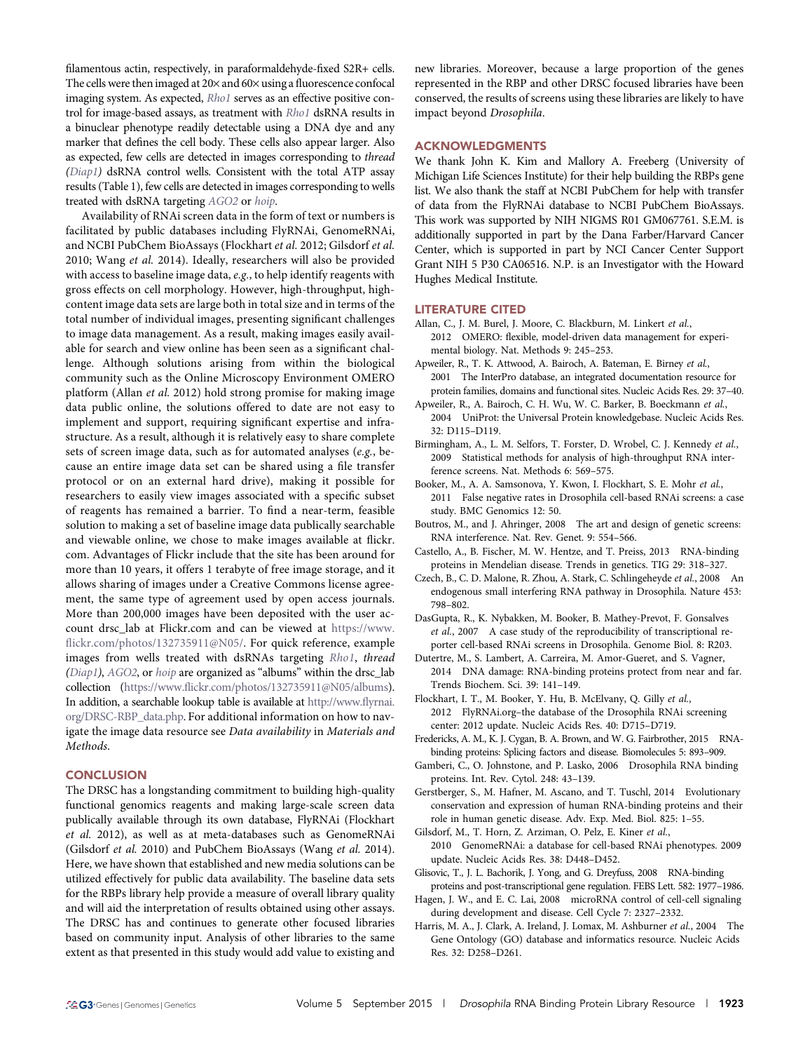filamentous actin, respectively, in paraformaldehyde-fixed S2R+ cells. The cells were then imaged at 20× and 60× using a fluorescence confocal imaging system. As expected, *Rho1* serves as an effective positive control for image-based assays, as treatment with *Rho1* dsRNA results in a binuclear phenotype readily detectable using a DNA dye and any marker that defines the cell body. These cells also appear larger. Also as expected, few cells are detected in images corresponding to *thread (Diap1)* dsRNA control wells. Consistent with the total ATP assay results (Table 1), few cells are detected in images corresponding to wells treated with dsRNA targeting *AGO2* or *hoip*.

Availability of RNAi screen data in the form of text or numbers is facilitated by public databases including FlyRNAi, GenomeRNAi, and NCBI PubChem BioAssays (Flockhart *et al.* 2012; Gilsdorf *et al.* 2010; Wang *et al.* 2014). Ideally, researchers will also be provided with access to baseline image data, *e.g.*, to help identify reagents with gross effects on cell morphology. However, high-throughput, high-content image data sets are large both in total size and in terms of the total number of individual images, presenting significant challenges to image data management. As a result, making images easily available for search and view online has been seen as a significant challenge. Although solutions arising from within the biological community such as the Online Microscopy Environment OMERO platform (Allan *et al.* 2012) hold strong promise for making image data public online, the solutions offered to date are not easy to implement and support, requiring significant expertise and infrastructure. As a result, although it is relatively easy to share complete sets of screen image data, such as for automated analyses (*e.g.*, because an entire image data set can be shared using a file transfer protocol or on an external hard drive), making it possible for researchers to easily view images associated with a specific subset of reagents has remained a barrier. To find a near-term, feasible solution to making a set of baseline image data publically searchable and viewable online, we chose to make images available at flickr.com. Advantages of Flickr include that the site has been around for more than 10 years, it offers 1 terabyte of free image storage, and it allows sharing of images under a Creative Commons license agreement, the same type of agreement used by open access journals. More than 200,000 images have been deposited with the user account drsc_lab at Flickr.com and can be viewed at https://www.flickr.com/photos/132735911@N05/. For quick reference, example images from wells treated with dsRNAs targeting *Rho1*, *thread (Diap1)*, *AGO2*, or *hoip* are organized as "albums" within the drsc_lab collection (https://www.flickr.com/photos/132735911@N05/albums). In addition, a searchable lookup table is available at http://www.flyrnai.org/DRSC-RBP_data.php. For additional information on how to navigate the image data resource see *Data availability* in *Materials and Methods*.

## CONCLUSION

The DRSC has a longstanding commitment to building high-quality functional genomics reagents and making large-scale screen data publically available through its own database, FlyRNAi (Flockhart *et al.* 2012), as well as at meta-databases such as GenomeRNAi (Gilsdorf *et al.* 2010) and PubChem BioAssays (Wang *et al.* 2014). Here, we have shown that established and new media solutions can be utilized effectively for public data availability. The baseline data sets for the RBPs library help provide a measure of overall library quality and will aid the interpretation of results obtained using other assays. The DRSC has and continues to generate other focused libraries based on community input. Analysis of other libraries to the same extent as that presented in this study would add value to existing and new libraries. Moreover, because a large proportion of the genes represented in the RBP and other DRSC focused libraries have been conserved, the results of screens using these libraries are likely to have impact beyond *Drosophila*.

## ACKNOWLEDGMENTS

We thank John K. Kim and Mallory A. Freeberg (University of Michigan Life Sciences Institute) for their help building the RBPs gene list. We also thank the staff at NCBI PubChem for help with transfer of data from the FlyRNAi database to NCBI PubChem BioAssays. This work was supported by NIH NIGMS R01 GM067761. S.E.M. is additionally supported in part by the Dana Farber/Harvard Cancer Center, which is supported in part by NCI Cancer Center Support Grant NIH 5 P30 CA06516. N.P. is an Investigator with the Howard Hughes Medical Institute.

## LITERATURE CITED

Allan, C., J. M. Burel, J. Moore, C. Blackburn, M. Linkert *et al.*, 2012 OMERO: flexible, model-driven data management for experimental biology. Nat. Methods 9: 245–253.

Apweiler, R., T. K. Attwood, A. Bairoch, A. Bateman, E. Birney *et al.*, 2001 The InterPro database, an integrated documentation resource for protein families, domains and functional sites. Nucleic Acids Res. 29: 37–40.

Apweiler, R., A. Bairoch, C. H. Wu, W. C. Barker, B. Boeckmann *et al.*, 2004 UniProt: the Universal Protein knowledgebase. Nucleic Acids Res. 32: D115–D119.

Birmingham, A., L. M. Selfors, T. Forster, D. Wrobel, C. J. Kennedy *et al.*, 2009 Statistical methods for analysis of high-throughput RNA interference screens. Nat. Methods 6: 569–575.

Booker, M., A. A. Samsonova, Y. Kwon, I. Flockhart, S. E. Mohr *et al.*, 2011 False negative rates in Drosophila cell-based RNAi screens: a case study. BMC Genomics 12: 50.

Boutros, M., and J. Ahringer, 2008 The art and design of genetic screens: RNA interference. Nat. Rev. Genet. 9: 554–566.

Castello, A., B. Fischer, M. W. Hentze, and T. Preiss, 2013 RNA-binding proteins in Mendelian disease. Trends in genetics. TIG 29: 318–327.

Czech, B., C. D. Malone, R. Zhou, A. Stark, C. Schlingeheyde *et al.*, 2008 An endogenous small interfering RNA pathway in Drosophila. Nature 453: 798–802.

DasGupta, R., K. Nybakken, M. Booker, B. Mathey-Prevot, F. Gonsalves *et al.*, 2007 A case study of the reproducibility of transcriptional reporter cell-based RNAi screens in Drosophila. Genome Biol. 8: R203.

Dutertre, M., S. Lambert, A. Carreira, M. Amor-Gueret, and S. Vagner, 2014 DNA damage: RNA-binding proteins protect from near and far. Trends Biochem. Sci. 39: 141–149.

Flockhart, I. T., M. Booker, Y. Hu, B. McElvany, Q. Gilly *et al.*, 2012 FlyRNAi.org–the database of the Drosophila RNAi screening center: 2012 update. Nucleic Acids Res. 40: D715–D719.

Fredericks, A. M., K. J. Cygan, B. A. Brown, and W. G. Fairbrother, 2015 RNA-binding proteins: Splicing factors and disease. Biomolecules 5: 893–909.

Gamberi, C., O. Johnstone, and P. Lasko, 2006 Drosophila RNA binding proteins. Int. Rev. Cytol. 248: 43–139.

Gerstberger, S., M. Hafner, M. Ascano, and T. Tuschl, 2014 Evolutionary conservation and expression of human RNA-binding proteins and their role in human genetic disease. Adv. Exp. Med. Biol. 825: 1–55.

Gilsdorf, M., T. Horn, Z. Arziman, O. Pelz, E. Kiner *et al.*, 2010 GenomeRNAi: a database for cell-based RNAi phenotypes. 2009 update. Nucleic Acids Res. 38: D448–D452.

Glisovic, T., J. L. Bachorik, J. Yong, and G. Dreyfuss, 2008 RNA-binding proteins and post-transcriptional gene regulation. FEBS Lett. 582: 1977–1986.

Hagen, J. W., and E. C. Lai, 2008 microRNA control of cell-cell signaling during development and disease. Cell Cycle 7: 2327–2332.

Harris, M. A., J. Clark, A. Ireland, J. Lomax, M. Ashburner *et al.*, 2004 The Gene Ontology (GO) database and informatics resource. Nucleic Acids Res. 32: D258–D261.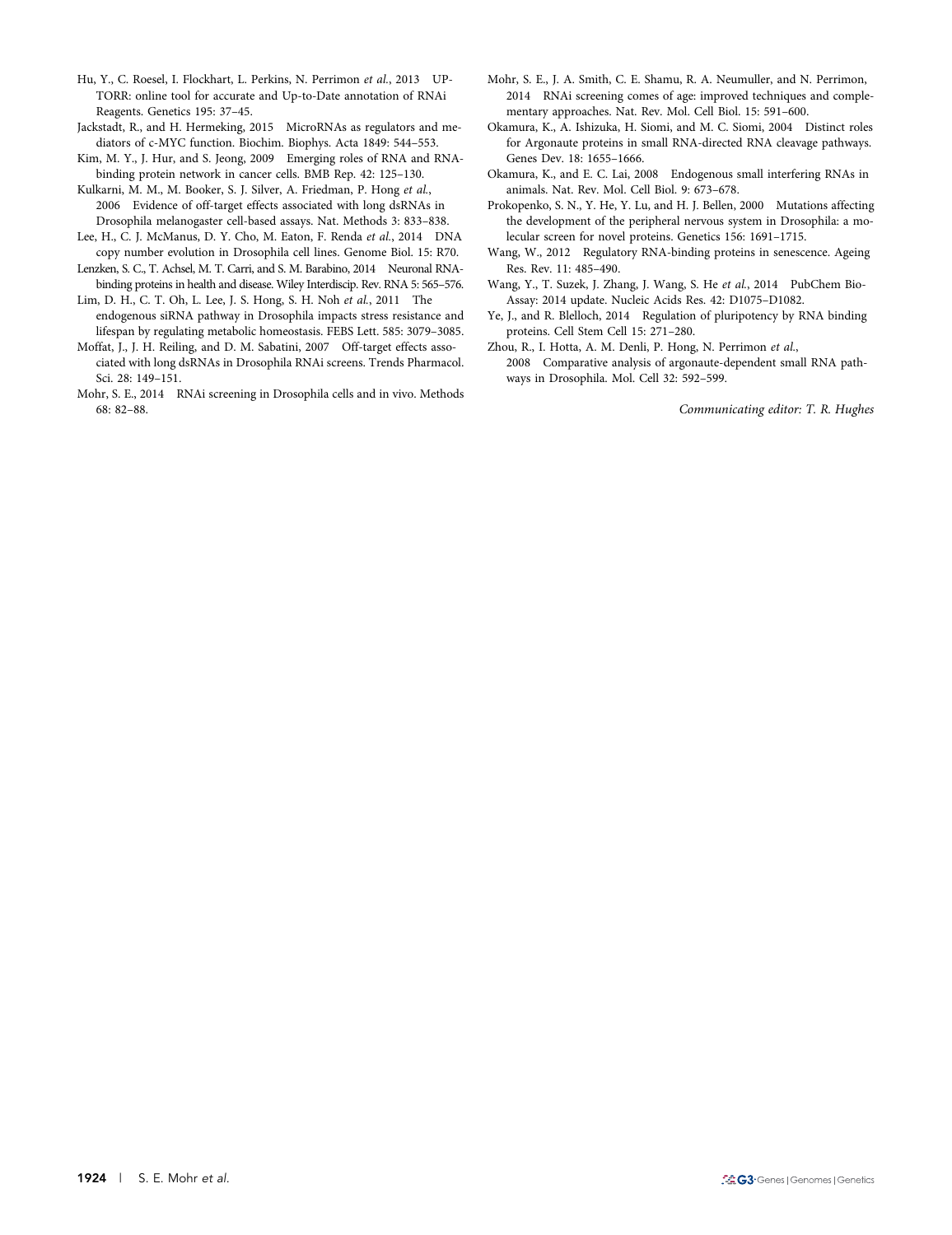Hu, Y., C. Roesel, I. Flockhart, L. Perkins, N. Perrimon *et al.*, 2013 UP-TORR: online tool for accurate and Up-to-Date annotation of RNAi Reagents. Genetics 195: 37–45.

Jackstadt, R., and H. Hermeking, 2015 MicroRNAs as regulators and mediators of c-MYC function. Biochim. Biophys. Acta 1849: 544–553.

Kim, M. Y., J. Hur, and S. Jeong, 2009 Emerging roles of RNA and RNA-binding protein network in cancer cells. BMB Rep. 42: 125–130.

Kulkarni, M. M., M. Booker, S. J. Silver, A. Friedman, P. Hong *et al.*, 2006 Evidence of off-target effects associated with long dsRNAs in Drosophila melanogaster cell-based assays. Nat. Methods 3: 833–838.

Lee, H., C. J. McManus, D. Y. Cho, M. Eaton, F. Renda *et al.*, 2014 DNA copy number evolution in Drosophila cell lines. Genome Biol. 15: R70.

Lenzken, S. C., T. Achsel, M. T. Carri, and S. M. Barabino, 2014 Neuronal RNA-binding proteins in health and disease. Wiley Interdiscip. Rev. RNA 5: 565–576.

Lim, D. H., C. T. Oh, L. Lee, J. S. Hong, S. H. Noh *et al.*, 2011 The endogenous siRNA pathway in Drosophila impacts stress resistance and lifespan by regulating metabolic homeostasis. FEBS Lett. 585: 3079–3085.

Moffat, J., J. H. Reiling, and D. M. Sabatini, 2007 Off-target effects associated with long dsRNAs in Drosophila RNAi screens. Trends Pharmacol. Sci. 28: 149–151.

Mohr, S. E., 2014 RNAi screening in Drosophila cells and in vivo. Methods 68: 82–88.

Mohr, S. E., J. A. Smith, C. E. Shamu, R. A. Neumuller, and N. Perrimon, 2014 RNAi screening comes of age: improved techniques and complementary approaches. Nat. Rev. Mol. Cell Biol. 15: 591–600.

Okamura, K., A. Ishizuka, H. Siomi, and M. C. Siomi, 2004 Distinct roles for Argonaute proteins in small RNA-directed RNA cleavage pathways. Genes Dev. 18: 1655–1666.

Okamura, K., and E. C. Lai, 2008 Endogenous small interfering RNAs in animals. Nat. Rev. Mol. Cell Biol. 9: 673–678.

Prokopenko, S. N., Y. He, Y. Lu, and H. J. Bellen, 2000 Mutations affecting the development of the peripheral nervous system in Drosophila: a molecular screen for novel proteins. Genetics 156: 1691–1715.

Wang, W., 2012 Regulatory RNA-binding proteins in senescence. Ageing Res. Rev. 11: 485–490.

Wang, Y., T. Suzek, J. Zhang, J. Wang, S. He *et al.*, 2014 PubChem BioAssay: 2014 update. Nucleic Acids Res. 42: D1075–D1082.

Ye, J., and R. Blelloch, 2014 Regulation of pluripotency by RNA binding proteins. Cell Stem Cell 15: 271–280.

Zhou, R., I. Hotta, A. M. Denli, P. Hong, N. Perrimon *et al.*, 2008 Comparative analysis of argonaute-dependent small RNA pathways in Drosophila. Mol. Cell 32: 592–599.

*Communicating editor: T. R. Hughes*